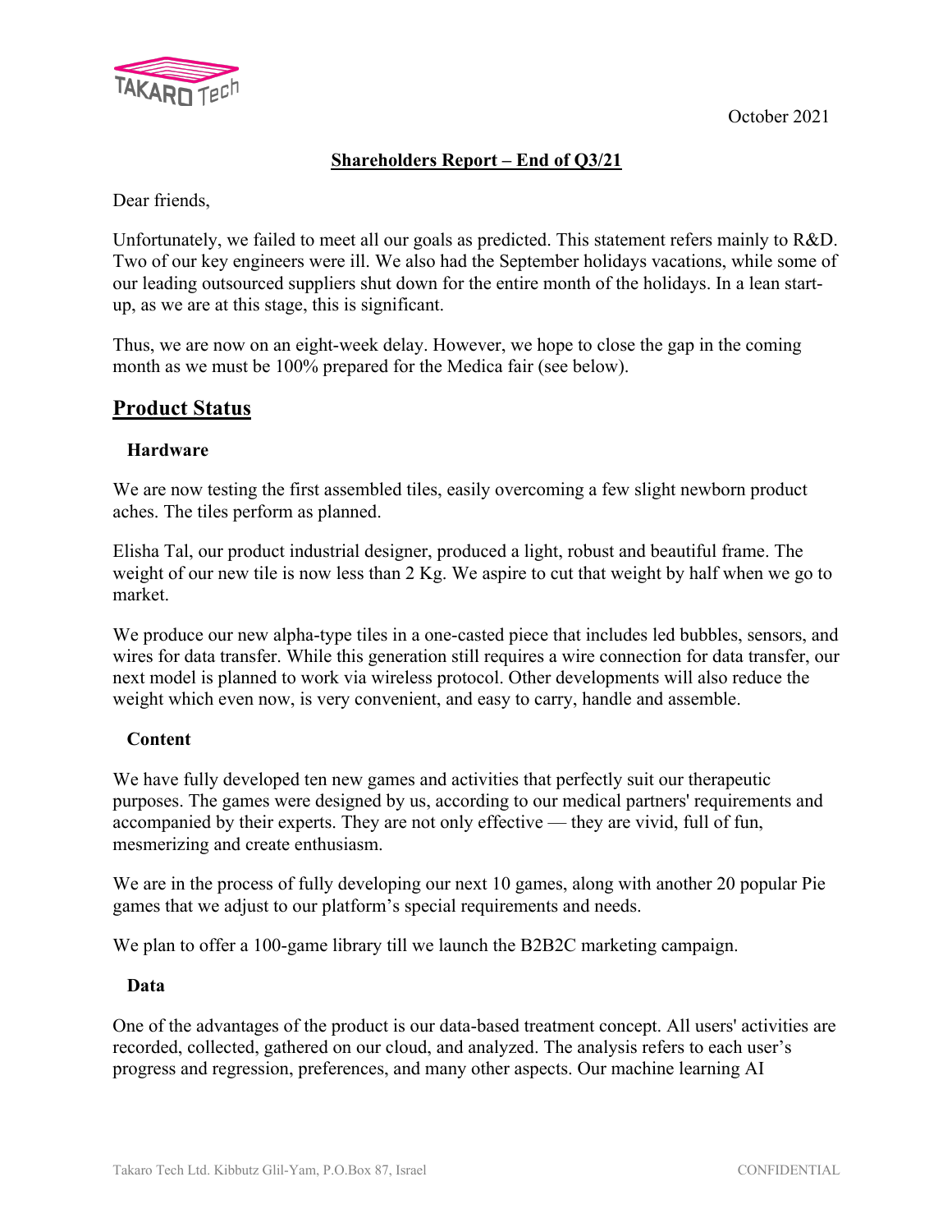October 2021

**Shareholders Report – End of Q3/21**

Dear friends,

Unfortunately, we failed to meet all our goals as predicted. This statement refers mainly to R&D. Two of our key engineers were ill. We also had the September holidays vacations, while some of our leading outsourced suppliers shut down for the entire month of the holidays. In a lean start-up, as we are at this stage, this is significant.

Thus, we are now on an eight-week delay. However, we hope to close the gap in the coming month as we must be 100% prepared for the Medica fair (see below).

## Product Status

### Hardware

We are now testing the first assembled tiles, easily overcoming a few slight newborn product aches. The tiles perform as planned.

Elisha Tal, our product industrial designer, produced a light, robust and beautiful frame. The weight of our new tile is now less than 2 Kg. We aspire to cut that weight by half when we go to market.

We produce our new alpha-type tiles in a one-casted piece that includes led bubbles, sensors, and wires for data transfer. While this generation still requires a wire connection for data transfer, our next model is planned to work via wireless protocol. Other developments will also reduce the weight which even now, is very convenient, and easy to carry, handle and assemble.

### Content

We have fully developed ten new games and activities that perfectly suit our therapeutic purposes. The games were designed by us, according to our medical partners' requirements and accompanied by their experts. They are not only effective — they are vivid, full of fun, mesmerizing and create enthusiasm.

We are in the process of fully developing our next 10 games, along with another 20 popular Pie games that we adjust to our platform's special requirements and needs.

We plan to offer a 100-game library till we launch the B2B2C marketing campaign.

### Data

One of the advantages of the product is our data-based treatment concept. All users' activities are recorded, collected, gathered on our cloud, and analyzed. The analysis refers to each user's progress and regression, preferences, and many other aspects. Our machine learning AI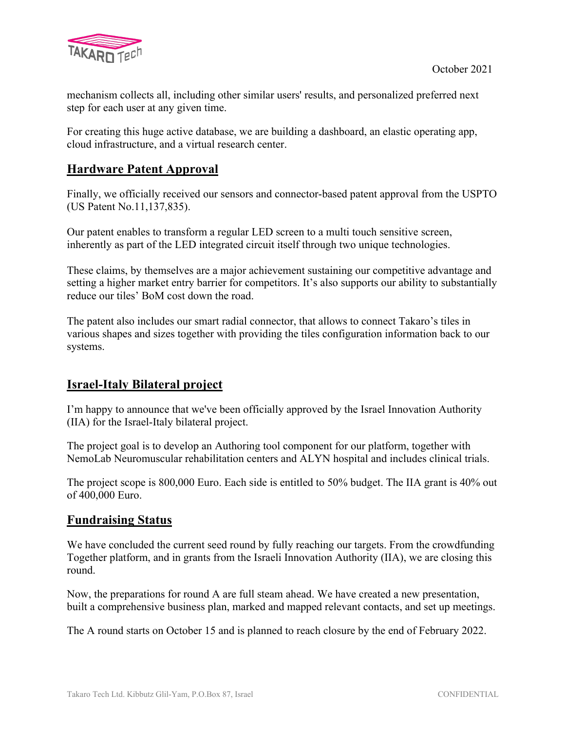mechanism collects all, including other similar users' results, and personalized preferred next step for each user at any given time.

For creating this huge active database, we are building a dashboard, an elastic operating app, cloud infrastructure, and a virtual research center.

## Hardware Patent Approval

Finally, we officially received our sensors and connector-based patent approval from the USPTO (US Patent No.11,137,835).

Our patent enables to transform a regular LED screen to a multi touch sensitive screen, inherently as part of the LED integrated circuit itself through two unique technologies.

These claims, by themselves are a major achievement sustaining our competitive advantage and setting a higher market entry barrier for competitors. It's also supports our ability to substantially reduce our tiles' BoM cost down the road.

The patent also includes our smart radial connector, that allows to connect Takaro's tiles in various shapes and sizes together with providing the tiles configuration information back to our systems.

## Israel-Italy Bilateral project

I'm happy to announce that we've been officially approved by the Israel Innovation Authority (IIA) for the Israel-Italy bilateral project.

The project goal is to develop an Authoring tool component for our platform, together with NemoLab Neuromuscular rehabilitation centers and ALYN hospital and includes clinical trials.

The project scope is 800,000 Euro. Each side is entitled to 50% budget. The IIA grant is 40% out of 400,000 Euro.

## Fundraising Status

We have concluded the current seed round by fully reaching our targets. From the crowdfunding Together platform, and in grants from the Israeli Innovation Authority (IIA), we are closing this round.

Now, the preparations for round A are full steam ahead. We have created a new presentation, built a comprehensive business plan, marked and mapped relevant contacts, and set up meetings.

The A round starts on October 15 and is planned to reach closure by the end of February 2022.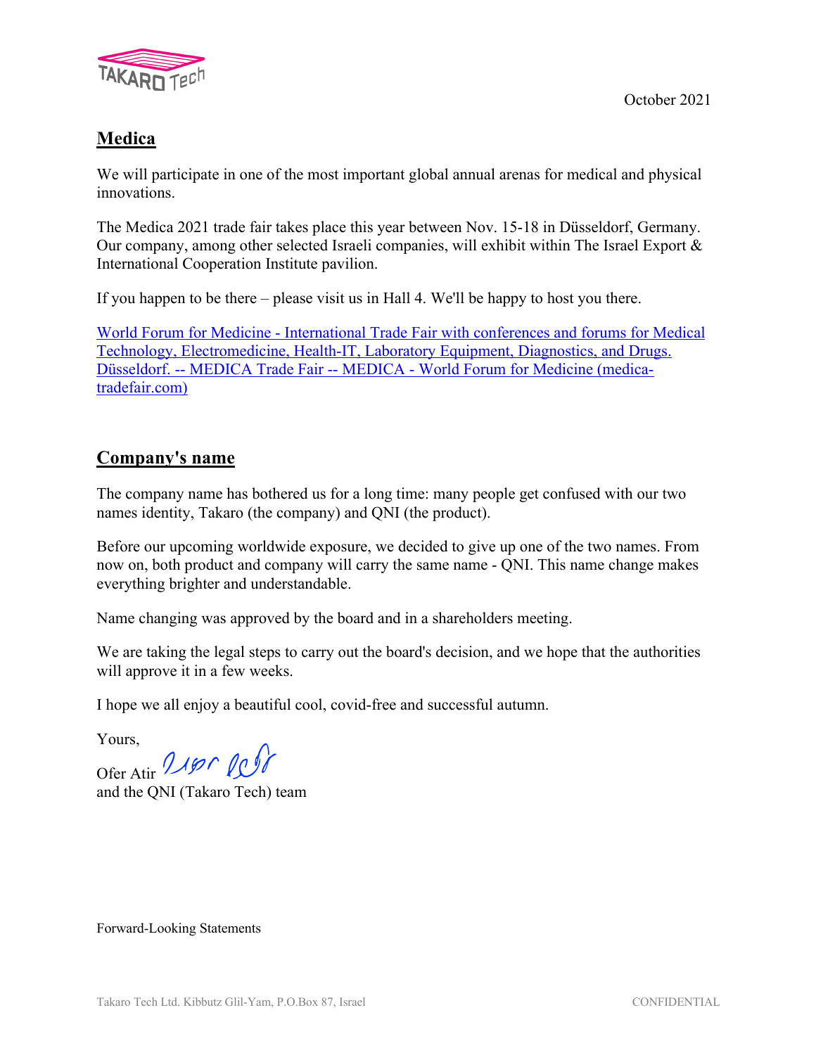October 2021

## Medica

We will participate in one of the most important global annual arenas for medical and physical innovations.

The Medica 2021 trade fair takes place this year between Nov. 15-18 in Düsseldorf, Germany. Our company, among other selected Israeli companies, will exhibit within The Israel Export & International Cooperation Institute pavilion.

If you happen to be there – please visit us in Hall 4. We'll be happy to host you there.

[World Forum for Medicine - International Trade Fair with conferences and forums for Medical Technology, Electromedicine, Health-IT, Laboratory Equipment, Diagnostics, and Drugs. Düsseldorf. -- MEDICA Trade Fair -- MEDICA - World Forum for Medicine (medica-tradefair.com)]

## Company's name

The company name has bothered us for a long time: many people get confused with our two names identity, Takaro (the company) and QNI (the product).

Before our upcoming worldwide exposure, we decided to give up one of the two names. From now on, both product and company will carry the same name - QNI. This name change makes everything brighter and understandable.

Name changing was approved by the board and in a shareholders meeting.

We are taking the legal steps to carry out the board's decision, and we hope that the authorities will approve it in a few weeks.

I hope we all enjoy a beautiful cool, covid-free and successful autumn.

Yours,

Ofer Atir
and the QNI (Takaro Tech) team

Forward-Looking Statements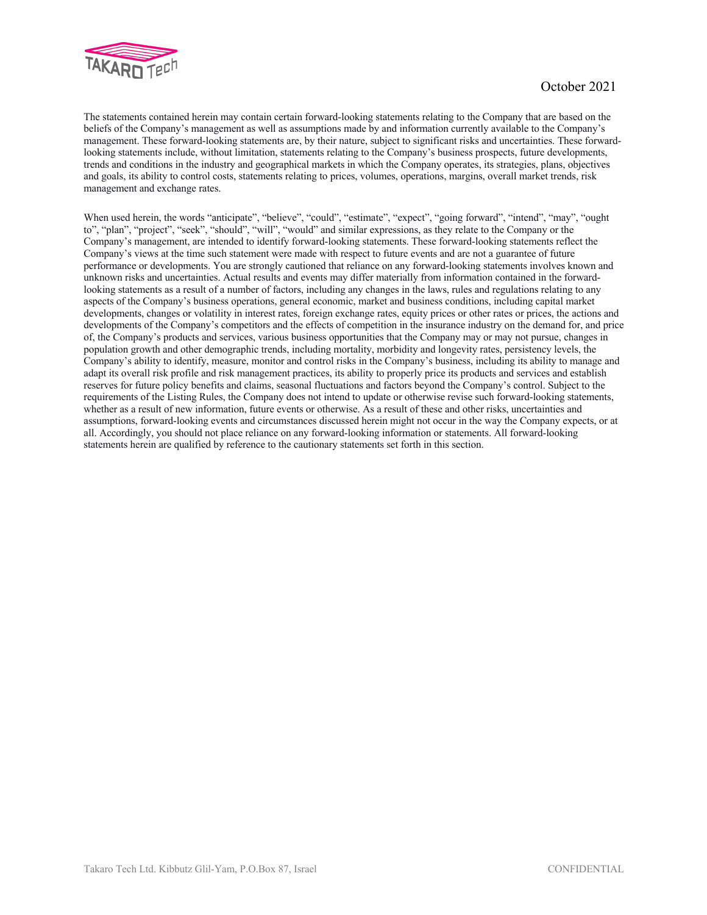October 2021

The statements contained herein may contain certain forward-looking statements relating to the Company that are based on the beliefs of the Company's management as well as assumptions made by and information currently available to the Company's management. These forward-looking statements are, by their nature, subject to significant risks and uncertainties. These forward-looking statements include, without limitation, statements relating to the Company's business prospects, future developments, trends and conditions in the industry and geographical markets in which the Company operates, its strategies, plans, objectives and goals, its ability to control costs, statements relating to prices, volumes, operations, margins, overall market trends, risk management and exchange rates.

When used herein, the words "anticipate", "believe", "could", "estimate", "expect", "going forward", "intend", "may", "ought to", "plan", "project", "seek", "should", "will", "would" and similar expressions, as they relate to the Company or the Company's management, are intended to identify forward-looking statements. These forward-looking statements reflect the Company's views at the time such statement were made with respect to future events and are not a guarantee of future performance or developments. You are strongly cautioned that reliance on any forward-looking statements involves known and unknown risks and uncertainties. Actual results and events may differ materially from information contained in the forward-looking statements as a result of a number of factors, including any changes in the laws, rules and regulations relating to any aspects of the Company's business operations, general economic, market and business conditions, including capital market developments, changes or volatility in interest rates, foreign exchange rates, equity prices or other rates or prices, the actions and developments of the Company's competitors and the effects of competition in the insurance industry on the demand for, and price of, the Company's products and services, various business opportunities that the Company may or may not pursue, changes in population growth and other demographic trends, including mortality, morbidity and longevity rates, persistency levels, the Company's ability to identify, measure, monitor and control risks in the Company's business, including its ability to manage and adapt its overall risk profile and risk management practices, its ability to properly price its products and services and establish reserves for future policy benefits and claims, seasonal fluctuations and factors beyond the Company's control. Subject to the requirements of the Listing Rules, the Company does not intend to update or otherwise revise such forward-looking statements, whether as a result of new information, future events or otherwise. As a result of these and other risks, uncertainties and assumptions, forward-looking events and circumstances discussed herein might not occur in the way the Company expects, or at all. Accordingly, you should not place reliance on any forward-looking information or statements. All forward-looking statements herein are qualified by reference to the cautionary statements set forth in this section.